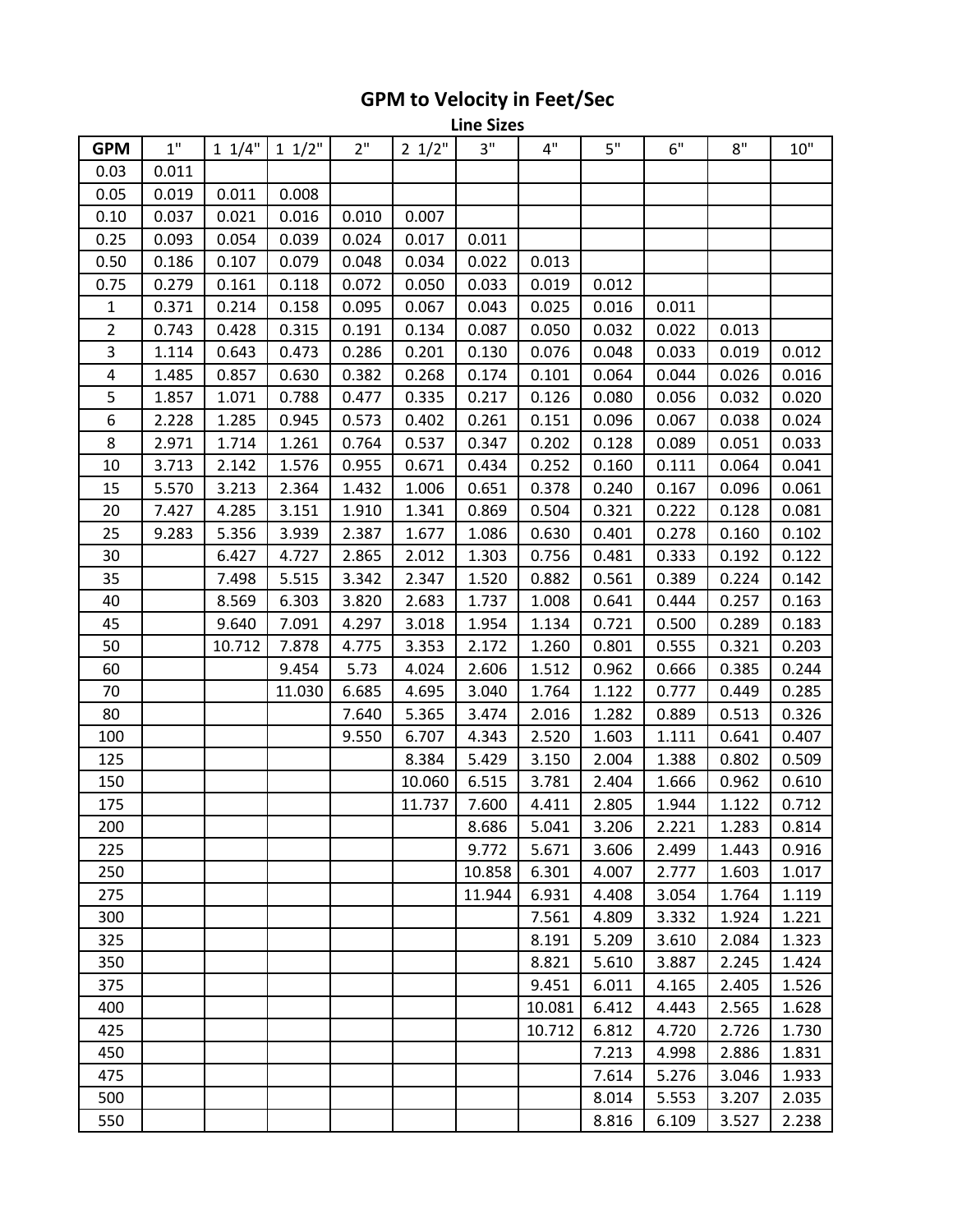# GPM to Velocity in Feet/Sec

**Line Sizes**

| GPM | 1" | 1 1/4" | 1 1/2" | 2" | 2 1/2" | 3" | 4" | 5" | 6" | 8" | 10" |
|---|---|---|---|---|---|---|---|---|---|---|---|
| 0.03 | 0.011 | | | | | | | | | | |
| 0.05 | 0.019 | 0.011 | 0.008 | | | | | | | | |
| 0.10 | 0.037 | 0.021 | 0.016 | 0.010 | 0.007 | | | | | | |
| 0.25 | 0.093 | 0.054 | 0.039 | 0.024 | 0.017 | 0.011 | | | | | |
| 0.50 | 0.186 | 0.107 | 0.079 | 0.048 | 0.034 | 0.022 | 0.013 | | | | |
| 0.75 | 0.279 | 0.161 | 0.118 | 0.072 | 0.050 | 0.033 | 0.019 | 0.012 | | | |
| 1 | 0.371 | 0.214 | 0.158 | 0.095 | 0.067 | 0.043 | 0.025 | 0.016 | 0.011 | | |
| 2 | 0.743 | 0.428 | 0.315 | 0.191 | 0.134 | 0.087 | 0.050 | 0.032 | 0.022 | 0.013 | |
| 3 | 1.114 | 0.643 | 0.473 | 0.286 | 0.201 | 0.130 | 0.076 | 0.048 | 0.033 | 0.019 | 0.012 |
| 4 | 1.485 | 0.857 | 0.630 | 0.382 | 0.268 | 0.174 | 0.101 | 0.064 | 0.044 | 0.026 | 0.016 |
| 5 | 1.857 | 1.071 | 0.788 | 0.477 | 0.335 | 0.217 | 0.126 | 0.080 | 0.056 | 0.032 | 0.020 |
| 6 | 2.228 | 1.285 | 0.945 | 0.573 | 0.402 | 0.261 | 0.151 | 0.096 | 0.067 | 0.038 | 0.024 |
| 8 | 2.971 | 1.714 | 1.261 | 0.764 | 0.537 | 0.347 | 0.202 | 0.128 | 0.089 | 0.051 | 0.033 |
| 10 | 3.713 | 2.142 | 1.576 | 0.955 | 0.671 | 0.434 | 0.252 | 0.160 | 0.111 | 0.064 | 0.041 |
| 15 | 5.570 | 3.213 | 2.364 | 1.432 | 1.006 | 0.651 | 0.378 | 0.240 | 0.167 | 0.096 | 0.061 |
| 20 | 7.427 | 4.285 | 3.151 | 1.910 | 1.341 | 0.869 | 0.504 | 0.321 | 0.222 | 0.128 | 0.081 |
| 25 | 9.283 | 5.356 | 3.939 | 2.387 | 1.677 | 1.086 | 0.630 | 0.401 | 0.278 | 0.160 | 0.102 |
| 30 | | 6.427 | 4.727 | 2.865 | 2.012 | 1.303 | 0.756 | 0.481 | 0.333 | 0.192 | 0.122 |
| 35 | | 7.498 | 5.515 | 3.342 | 2.347 | 1.520 | 0.882 | 0.561 | 0.389 | 0.224 | 0.142 |
| 40 | | 8.569 | 6.303 | 3.820 | 2.683 | 1.737 | 1.008 | 0.641 | 0.444 | 0.257 | 0.163 |
| 45 | | 9.640 | 7.091 | 4.297 | 3.018 | 1.954 | 1.134 | 0.721 | 0.500 | 0.289 | 0.183 |
| 50 | | 10.712 | 7.878 | 4.775 | 3.353 | 2.172 | 1.260 | 0.801 | 0.555 | 0.321 | 0.203 |
| 60 | | | 9.454 | 5.73 | 4.024 | 2.606 | 1.512 | 0.962 | 0.666 | 0.385 | 0.244 |
| 70 | | | 11.030 | 6.685 | 4.695 | 3.040 | 1.764 | 1.122 | 0.777 | 0.449 | 0.285 |
| 80 | | | | 7.640 | 5.365 | 3.474 | 2.016 | 1.282 | 0.889 | 0.513 | 0.326 |
| 100 | | | | 9.550 | 6.707 | 4.343 | 2.520 | 1.603 | 1.111 | 0.641 | 0.407 |
| 125 | | | | | 8.384 | 5.429 | 3.150 | 2.004 | 1.388 | 0.802 | 0.509 |
| 150 | | | | | 10.060 | 6.515 | 3.781 | 2.404 | 1.666 | 0.962 | 0.610 |
| 175 | | | | | 11.737 | 7.600 | 4.411 | 2.805 | 1.944 | 1.122 | 0.712 |
| 200 | | | | | | 8.686 | 5.041 | 3.206 | 2.221 | 1.283 | 0.814 |
| 225 | | | | | | 9.772 | 5.671 | 3.606 | 2.499 | 1.443 | 0.916 |
| 250 | | | | | | 10.858 | 6.301 | 4.007 | 2.777 | 1.603 | 1.017 |
| 275 | | | | | | 11.944 | 6.931 | 4.408 | 3.054 | 1.764 | 1.119 |
| 300 | | | | | | | 7.561 | 4.809 | 3.332 | 1.924 | 1.221 |
| 325 | | | | | | | 8.191 | 5.209 | 3.610 | 2.084 | 1.323 |
| 350 | | | | | | | 8.821 | 5.610 | 3.887 | 2.245 | 1.424 |
| 375 | | | | | | | 9.451 | 6.011 | 4.165 | 2.405 | 1.526 |
| 400 | | | | | | | 10.081 | 6.412 | 4.443 | 2.565 | 1.628 |
| 425 | | | | | | | 10.712 | 6.812 | 4.720 | 2.726 | 1.730 |
| 450 | | | | | | | | 7.213 | 4.998 | 2.886 | 1.831 |
| 475 | | | | | | | | 7.614 | 5.276 | 3.046 | 1.933 |
| 500 | | | | | | | | 8.014 | 5.553 | 3.207 | 2.035 |
| 550 | | | | | | | | 8.816 | 6.109 | 3.527 | 2.238 |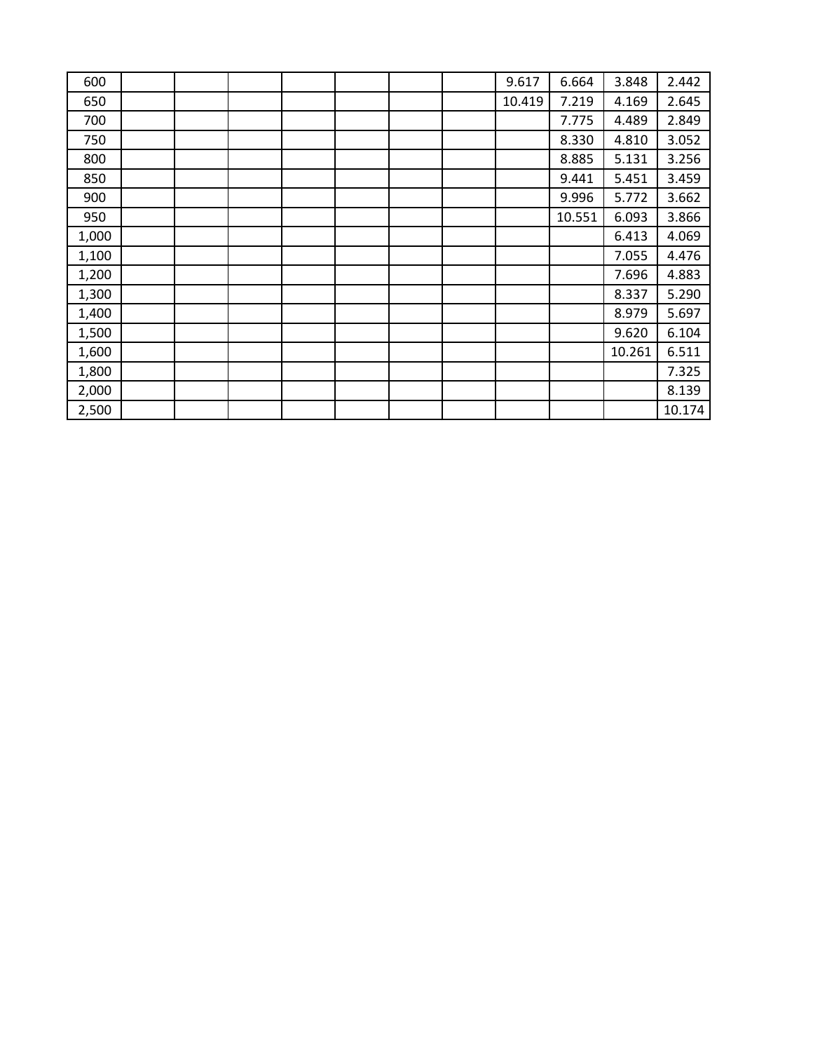| | | | | | | | | | | | |
|---|---|---|---|---|---|---|---|---|---|---|---|
| 600 | | | | | | | | 9.617 | 6.664 | 3.848 | 2.442 |
| 650 | | | | | | | | 10.419 | 7.219 | 4.169 | 2.645 |
| 700 | | | | | | | | | 7.775 | 4.489 | 2.849 |
| 750 | | | | | | | | | 8.330 | 4.810 | 3.052 |
| 800 | | | | | | | | | 8.885 | 5.131 | 3.256 |
| 850 | | | | | | | | | 9.441 | 5.451 | 3.459 |
| 900 | | | | | | | | | 9.996 | 5.772 | 3.662 |
| 950 | | | | | | | | | 10.551 | 6.093 | 3.866 |
| 1,000 | | | | | | | | | | 6.413 | 4.069 |
| 1,100 | | | | | | | | | | 7.055 | 4.476 |
| 1,200 | | | | | | | | | | 7.696 | 4.883 |
| 1,300 | | | | | | | | | | 8.337 | 5.290 |
| 1,400 | | | | | | | | | | 8.979 | 5.697 |
| 1,500 | | | | | | | | | | 9.620 | 6.104 |
| 1,600 | | | | | | | | | | 10.261 | 6.511 |
| 1,800 | | | | | | | | | | | 7.325 |
| 2,000 | | | | | | | | | | | 8.139 |
| 2,500 | | | | | | | | | | | 10.174 |